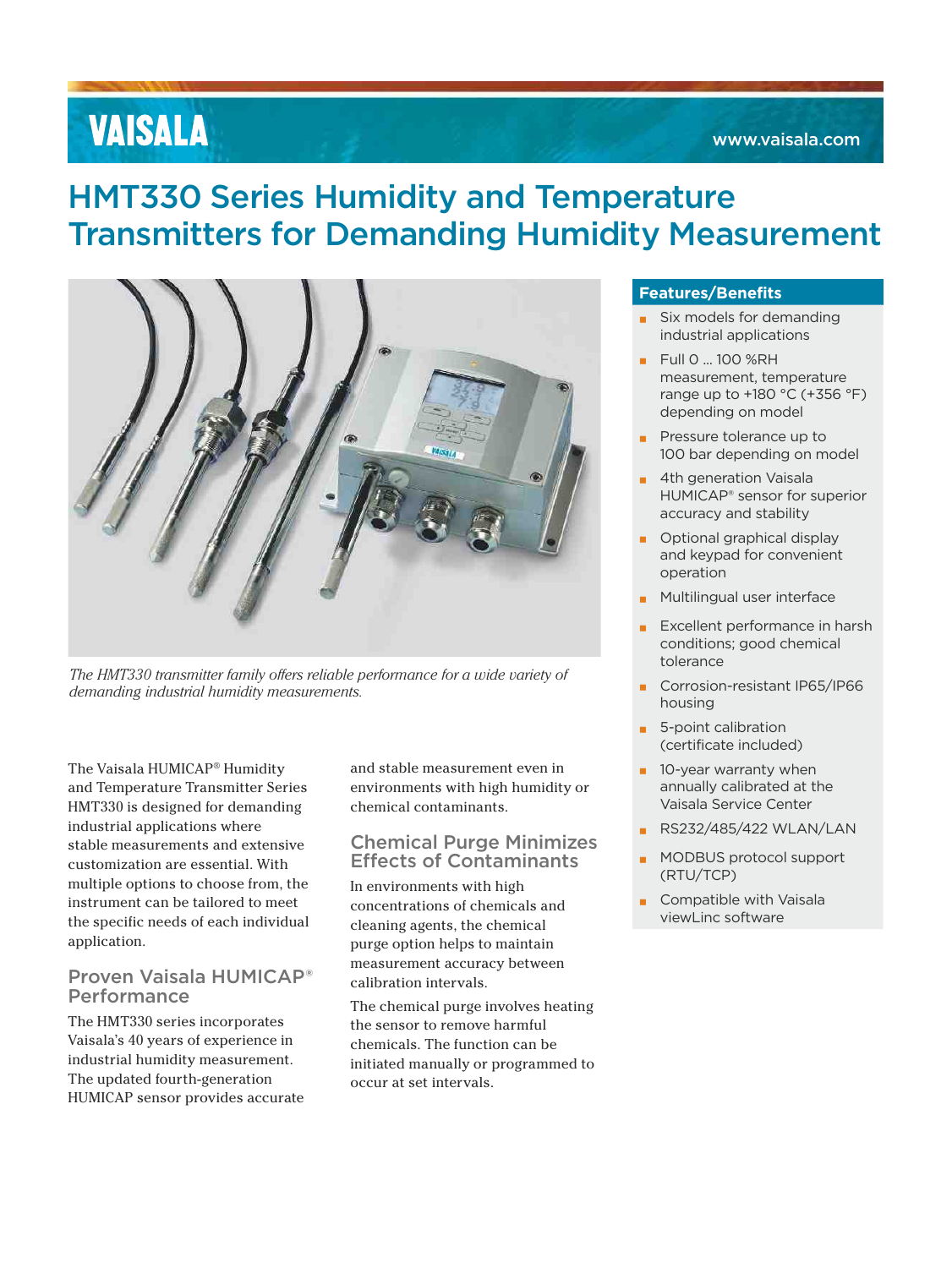VAISALA

www.vaisala.com

# HMT330 Series Humidity and Temperature Transmitters for Demanding Humidity Measurement

*The HMT330 transmitter family offers reliable performance for a wide variety of demanding industrial humidity measurements.*

## Features/Benefits

- Six models for demanding industrial applications
- Full 0 ... 100 %RH measurement, temperature range up to +180 °C (+356 °F) depending on model
- Pressure tolerance up to 100 bar depending on model
- 4th generation Vaisala HUMICAP® sensor for superior accuracy and stability
- Optional graphical display and keypad for convenient operation
- Multilingual user interface
- Excellent performance in harsh conditions; good chemical tolerance
- Corrosion-resistant IP65/IP66 housing
- 5-point calibration (certificate included)
- 10-year warranty when annually calibrated at the Vaisala Service Center
- RS232/485/422 WLAN/LAN
- MODBUS protocol support (RTU/TCP)
- Compatible with Vaisala viewLinc software

The Vaisala HUMICAP® Humidity and Temperature Transmitter Series HMT330 is designed for demanding industrial applications where stable measurements and extensive customization are essential. With multiple options to choose from, the instrument can be tailored to meet the specific needs of each individual application.

## Proven Vaisala HUMICAP® Performance

The HMT330 series incorporates Vaisala's 40 years of experience in industrial humidity measurement. The updated fourth-generation HUMICAP sensor provides accurate and stable measurement even in environments with high humidity or chemical contaminants.

## Chemical Purge Minimizes Effects of Contaminants

In environments with high concentrations of chemicals and cleaning agents, the chemical purge option helps to maintain measurement accuracy between calibration intervals.

The chemical purge involves heating the sensor to remove harmful chemicals. The function can be initiated manually or programmed to occur at set intervals.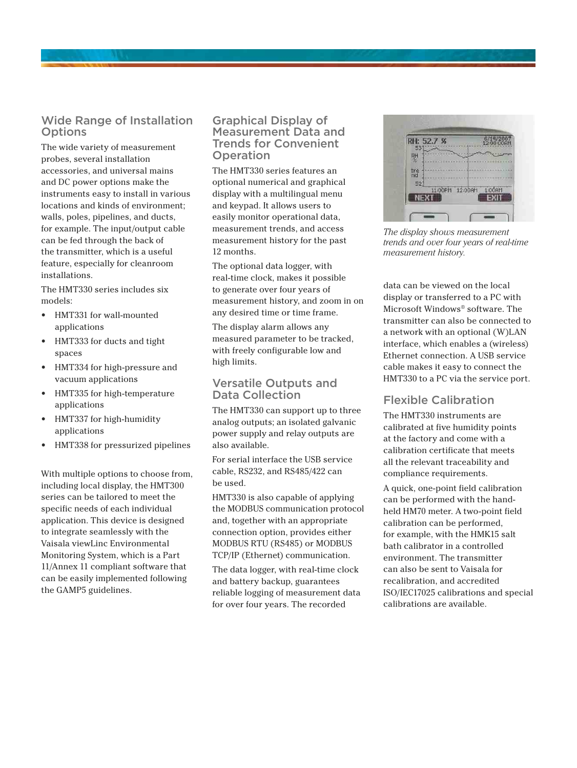## Wide Range of Installation Options

The wide variety of measurement probes, several installation accessories, and universal mains and DC power options make the instruments easy to install in various locations and kinds of environment; walls, poles, pipelines, and ducts, for example. The input/output cable can be fed through the back of the transmitter, which is a useful feature, especially for cleanroom installations.

The HMT330 series includes six models:

- HMT331 for wall-mounted applications
- HMT333 for ducts and tight spaces
- HMT334 for high-pressure and vacuum applications
- HMT335 for high-temperature applications
- HMT337 for high-humidity applications
- HMT338 for pressurized pipelines

With multiple options to choose from, including local display, the HMT300 series can be tailored to meet the specific needs of each individual application. This device is designed to integrate seamlessly with the Vaisala viewLinc Environmental Monitoring System, which is a Part 11/Annex 11 compliant software that can be easily implemented following the GAMP5 guidelines.

## Graphical Display of Measurement Data and Trends for Convenient Operation

The HMT330 series features an optional numerical and graphical display with a multilingual menu and keypad. It allows users to easily monitor operational data, measurement trends, and access measurement history for the past 12 months.

The optional data logger, with real-time clock, makes it possible to generate over four years of measurement history, and zoom in on any desired time or time frame.

The display alarm allows any measured parameter to be tracked, with freely configurable low and high limits.

## Versatile Outputs and Data Collection

The HMT330 can support up to three analog outputs; an isolated galvanic power supply and relay outputs are also available.

For serial interface the USB service cable, RS232, and RS485/422 can be used.

HMT330 is also capable of applying the MODBUS communication protocol and, together with an appropriate connection option, provides either MODBUS RTU (RS485) or MODBUS TCP/IP (Ethernet) communication.

The data logger, with real-time clock and battery backup, guarantees reliable logging of measurement data for over four years. The recorded data can be viewed on the local display or transferred to a PC with Microsoft Windows® software. The transmitter can also be connected to a network with an optional (W)LAN interface, which enables a (wireless) Ethernet connection. A USB service cable makes it easy to connect the HMT330 to a PC via the service port.

*The display shows measurement trends and over four years of real-time measurement history.*

## Flexible Calibration

The HMT330 instruments are calibrated at five humidity points at the factory and come with a calibration certificate that meets all the relevant traceability and compliance requirements.

A quick, one-point field calibration can be performed with the hand-held HM70 meter. A two-point field calibration can be performed, for example, with the HMK15 salt bath calibrator in a controlled environment. The transmitter can also be sent to Vaisala for recalibration, and accredited ISO/IEC17025 calibrations and special calibrations are available.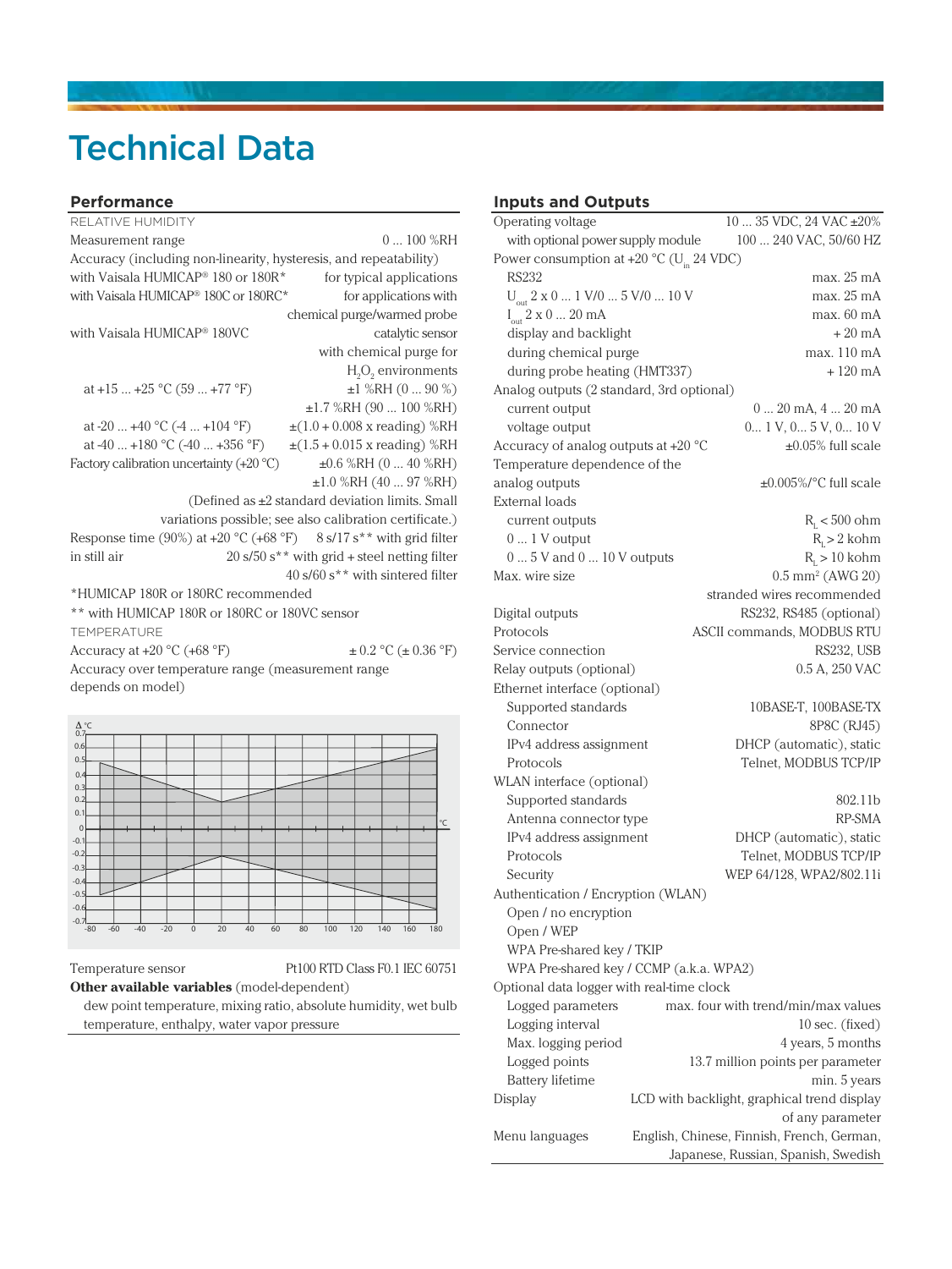# Technical Data

## Performance

RELATIVE HUMIDITY

| | |
|---|---|
| Measurement range | 0 ... 100 %RH |
| Accuracy (including non-linearity, hysteresis, and repeatability) | |
| with Vaisala HUMICAP® 180 or 180R* | for typical applications |
| with Vaisala HUMICAP® 180C or 180RC* | for applications with chemical purge/warmed probe |
| with Vaisala HUMICAP® 180VC | catalytic sensor with chemical purge for $H_2O_2$ environments |
| at +15 ... +25 °C (59 ... +77 °F) | ±1 %RH (0 ... 90 %) |
| | ±1.7 %RH (90 ... 100 %RH) |
| at -20 ... +40 °C (-4 ... +104 °F) | ±(1.0 + 0.008 x reading) %RH |
| at -40 ... +180 °C (-40 ... +356 °F) | ±(1.5 + 0.015 x reading) %RH |
| Factory calibration uncertainty (+20 °C) | ±0.6 %RH (0 ... 40 %RH) |
| | ±1.0 %RH (40 ... 97 %RH) |

(Defined as ±2 standard deviation limits. Small variations possible; see also calibration certificate.)

| | |
|---|---|
| Response time (90%) at +20 °C (+68 °F) in still air | 8 s/17 s** with grid filter |
| | 20 s/50 s** with grid + steel netting filter |
| | 40 s/60 s** with sintered filter |

*HUMICAP 180R or 180RC recommended

** with HUMICAP 180R or 180RC or 180VC sensor

TEMPERATURE

| | |
|---|---|
| Accuracy at +20 °C (+68 °F) | ± 0.2 °C (± 0.36 °F) |

Accuracy over temperature range (measurement range depends on model)

| | |
|---|---|
| Temperature sensor | Pt100 RTD Class F0.1 IEC 60751 |

**Other available variables** (model-dependent)

dew point temperature, mixing ratio, absolute humidity, wet bulb temperature, enthalpy, water vapor pressure

## Inputs and Outputs

| | |
|---|---|
| Operating voltage | 10 ... 35 VDC, 24 VAC ±20% |
| with optional power supply module | 100 ... 240 VAC, 50/60 HZ |
| Power consumption at +20 °C ($U_{in}$ 24 VDC) | |
| RS232 | max. 25 mA |
| $U_{out}$ 2 x 0 ... 1 V/0 ... 5 V/0 ... 10 V | max. 25 mA |
| $I_{out}$ 2 x 0 ... 20 mA | max. 60 mA |
| display and backlight | + 20 mA |
| during chemical purge | max. 110 mA |
| during probe heating (HMT337) | + 120 mA |
| Analog outputs (2 standard, 3rd optional) | |
| current output | 0 ... 20 mA, 4 ... 20 mA |
| voltage output | 0... 1 V, 0... 5 V, 0... 10 V |
| Accuracy of analog outputs at +20 °C | ±0.05% full scale |
| Temperature dependence of the analog outputs | ±0.005%/°C full scale |
| External loads | |
| current outputs | $R_L$ < 500 ohm |
| 0 ... 1 V output | $R_L$ > 2 kohm |
| 0 ... 5 V and 0 ... 10 V outputs | $R_L$ > 10 kohm |
| Max. wire size | 0.5 mm² (AWG 20) stranded wires recommended |
| Digital outputs | RS232, RS485 (optional) |
| Protocols | ASCII commands, MODBUS RTU |
| Service connection | RS232, USB |
| Relay outputs (optional) | 0.5 A, 250 VAC |
| Ethernet interface (optional) | |
| Supported standards | 10BASE-T, 100BASE-TX |
| Connector | 8P8C (RJ45) |
| IPv4 address assignment | DHCP (automatic), static |
| Protocols | Telnet, MODBUS TCP/IP |
| WLAN interface (optional) | |
| Supported standards | 802.11b |
| Antenna connector type | RP-SMA |
| IPv4 address assignment | DHCP (automatic), static |
| Protocols | Telnet, MODBUS TCP/IP |
| Security | WEP 64/128, WPA2/802.11i |
| Authentication / Encryption (WLAN) | |
| Open / no encryption | |
| Open / WEP | |
| WPA Pre-shared key / TKIP | |
| WPA Pre-shared key / CCMP (a.k.a. WPA2) | |
| Optional data logger with real-time clock | |
| Logged parameters | max. four with trend/min/max values |
| Logging interval | 10 sec. (fixed) |
| Max. logging period | 4 years, 5 months |
| Logged points | 13.7 million points per parameter |
| Battery lifetime | min. 5 years |
| Display | LCD with backlight, graphical trend display of any parameter |
| Menu languages | English, Chinese, Finnish, French, German, Japanese, Russian, Spanish, Swedish |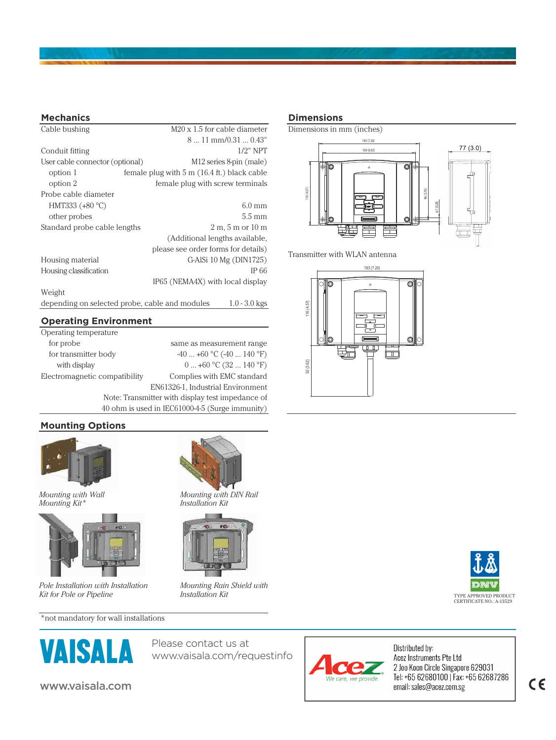## Mechanics

| | |
|---|---|
| Cable bushing | M20 x 1.5 for cable diameter 8 ... 11 mm/0.31 ... 0.43" |
| Conduit fitting | 1/2" NPT |
| User cable connector (optional) | M12 series 8-pin (male) |
| option 1 | female plug with 5 m (16.4 ft.) black cable |
| option 2 | female plug with screw terminals |
| Probe cable diameter | |
| HMT333 (+80 °C) | 6.0 mm |
| other probes | 5.5 mm |
| Standard probe cable lengths | 2 m, 5 m or 10 m (Additional lengths available, please see order forms for details) |
| Housing material | G-AlSi 10 Mg (DIN1725) |
| Housing classification | IP 66 |
| | IP65 (NEMA4X) with local display |
| Weight | |
| depending on selected probe, cable and modules | 1.0 - 3.0 kgs |

## Operating Environment

| | |
|---|---|
| Operating temperature | |
| for probe | same as measurement range |
| for transmitter body | -40 ... +60 °C (-40 ... 140 °F) |
| with display | 0 ... +60 °C (32 ... 140 °F) |
| Electromagnetic compatibility | Complies with EMC standard EN61326-1, Industrial Environment |

Note: Transmitter with display test impedance of 40 ohm is used in IEC61000-4-5 (Surge immunity)

## Mounting Options

*Mounting with Wall Mounting Kit**

*Mounting with DIN Rail Installation Kit*

*Pole Installation with Installation Kit for Pole or Pipeline*

*Mounting Rain Shield with Installation Kit*

*not mandatory for wall installations

## Dimensions

Dimensions in mm (inches)

Transmitter with WLAN antenna

TYPE APPROVED PRODUCT
CERTIFICATE NO.: A-13529

Please contact us at
www.vaisala.com/requestinfo

www.vaisala.com

Distributed by:
Acez Instruments Pte Ltd
2 Joo Koon Circle Singapore 629031
Tel: +65 62680100 | Fax: +65 62687286
email: sales@acez.com.sg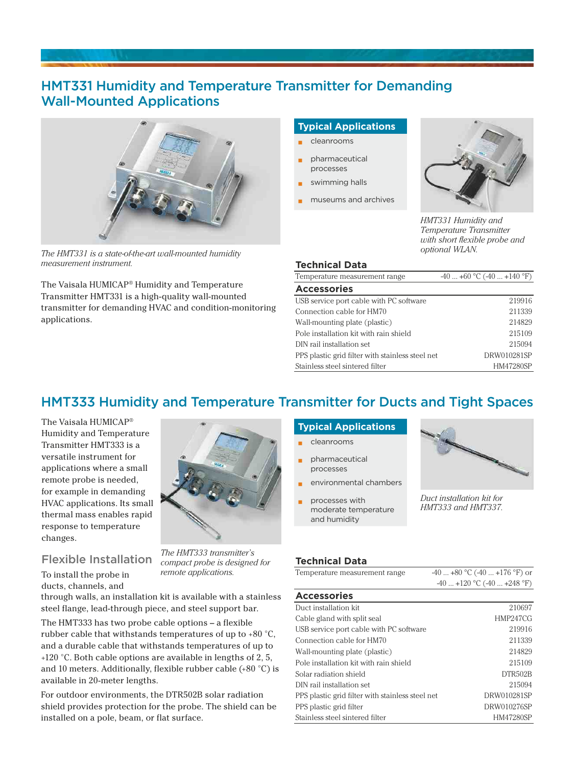## HMT331 Humidity and Temperature Transmitter for Demanding Wall-Mounted Applications

*The HMT331 is a state-of-the-art wall-mounted humidity measurement instrument.*

The Vaisala HUMICAP® Humidity and Temperature Transmitter HMT331 is a high-quality wall-mounted transmitter for demanding HVAC and condition-monitoring applications.

### Typical Applications

- cleanrooms
- pharmaceutical processes
- swimming halls
- museums and archives

*HMT331 Humidity and Temperature Transmitter with short flexible probe and optional WLAN.*

### Technical Data

| | |
|---|---|
| Temperature measurement range | -40 ... +60 °C (-40 ... +140 °F) |

### Accessories

| | |
|---|---|
| USB service port cable with PC software | 219916 |
| Connection cable for HM70 | 211339 |
| Wall-mounting plate (plastic) | 214829 |
| Pole installation kit with rain shield | 215109 |
| DIN rail installation set | 215094 |
| PPS plastic grid filter with stainless steel net | DRW010281SP |
| Stainless steel sintered filter | HM47280SP |

## HMT333 Humidity and Temperature Transmitter for Ducts and Tight Spaces

The Vaisala HUMICAP® Humidity and Temperature Transmitter HMT333 is a versatile instrument for applications where a small remote probe is needed, for example in demanding HVAC applications. Its small thermal mass enables rapid response to temperature changes.

*The HMT333 transmitter's compact probe is designed for remote applications.*

### Flexible Installation

To install the probe in ducts, channels, and through walls, an installation kit is available with a stainless steel flange, lead-through piece, and steel support bar.

The HMT333 has two probe cable options – a flexible rubber cable that withstands temperatures of up to +80 °C, and a durable cable that withstands temperatures of up to +120 °C. Both cable options are available in lengths of 2, 5, and 10 meters. Additionally, flexible rubber cable (+80 °C) is available in 20-meter lengths.

For outdoor environments, the DTR502B solar radiation shield provides protection for the probe. The shield can be installed on a pole, beam, or flat surface.

### Typical Applications

- cleanrooms
- pharmaceutical processes
- environmental chambers
- processes with moderate temperature and humidity

*Duct installation kit for HMT333 and HMT337.*

### Technical Data

| | |
|---|---|
| Temperature measurement range | -40 ... +80 °C (-40 ... +176 °F) or -40 ... +120 °C (-40 ... +248 °F) |

### Accessories

| | |
|---|---|
| Duct installation kit | 210697 |
| Cable gland with split seal | HMP247CG |
| USB service port cable with PC software | 219916 |
| Connection cable for HM70 | 211339 |
| Wall-mounting plate (plastic) | 214829 |
| Pole installation kit with rain shield | 215109 |
| Solar radiation shield | DTR502B |
| DIN rail installation set | 215094 |
| PPS plastic grid filter with stainless steel net | DRW010281SP |
| PPS plastic grid filter | DRW010276SP |
| Stainless steel sintered filter | HM47280SP |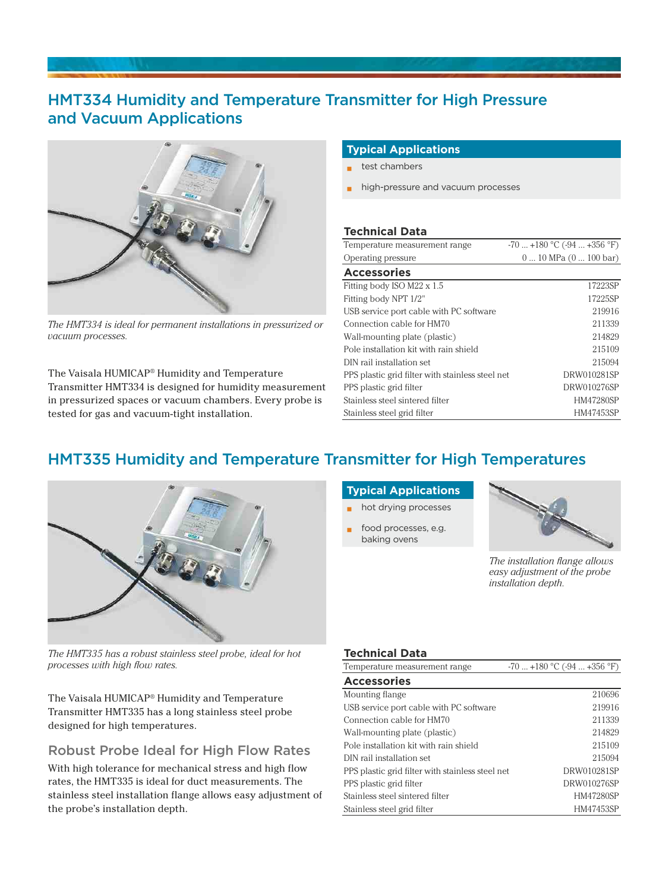## HMT334 Humidity and Temperature Transmitter for High Pressure and Vacuum Applications

*The HMT334 is ideal for permanent installations in pressurized or vacuum processes.*

The Vaisala HUMICAP® Humidity and Temperature Transmitter HMT334 is designed for humidity measurement in pressurized spaces or vacuum chambers. Every probe is tested for gas and vacuum-tight installation.

### Typical Applications

- test chambers
- high-pressure and vacuum processes

### Technical Data

| | |
|---|---|
| Temperature measurement range | -70 ... +180 °C (-94 ... +356 °F) |
| Operating pressure | 0 ... 10 MPa (0 ... 100 bar) |

### Accessories

| | |
|---|---|
| Fitting body ISO M22 x 1.5 | 17223SP |
| Fitting body NPT 1/2" | 17225SP |
| USB service port cable with PC software | 219916 |
| Connection cable for HM70 | 211339 |
| Wall-mounting plate (plastic) | 214829 |
| Pole installation kit with rain shield | 215109 |
| DIN rail installation set | 215094 |
| PPS plastic grid filter with stainless steel net | DRW010281SP |
| PPS plastic grid filter | DRW010276SP |
| Stainless steel sintered filter | HM47280SP |
| Stainless steel grid filter | HM47453SP |

## HMT335 Humidity and Temperature Transmitter for High Temperatures

*The HMT335 has a robust stainless steel probe, ideal for hot processes with high flow rates.*

The Vaisala HUMICAP® Humidity and Temperature Transmitter HMT335 has a long stainless steel probe designed for high temperatures.

### Robust Probe Ideal for High Flow Rates

With high tolerance for mechanical stress and high flow rates, the HMT335 is ideal for duct measurements. The stainless steel installation flange allows easy adjustment of the probe's installation depth.

### Typical Applications

- hot drying processes
- food processes, e.g. baking ovens

*The installation flange allows easy adjustment of the probe installation depth.*

### Technical Data

| | |
|---|---|
| Temperature measurement range | -70 ... +180 °C (-94 ... +356 °F) |

### Accessories

| | |
|---|---|
| Mounting flange | 210696 |
| USB service port cable with PC software | 219916 |
| Connection cable for HM70 | 211339 |
| Wall-mounting plate (plastic) | 214829 |
| Pole installation kit with rain shield | 215109 |
| DIN rail installation set | 215094 |
| PPS plastic grid filter with stainless steel net | DRW010281SP |
| PPS plastic grid filter | DRW010276SP |
| Stainless steel sintered filter | HM47280SP |
| Stainless steel grid filter | HM47453SP |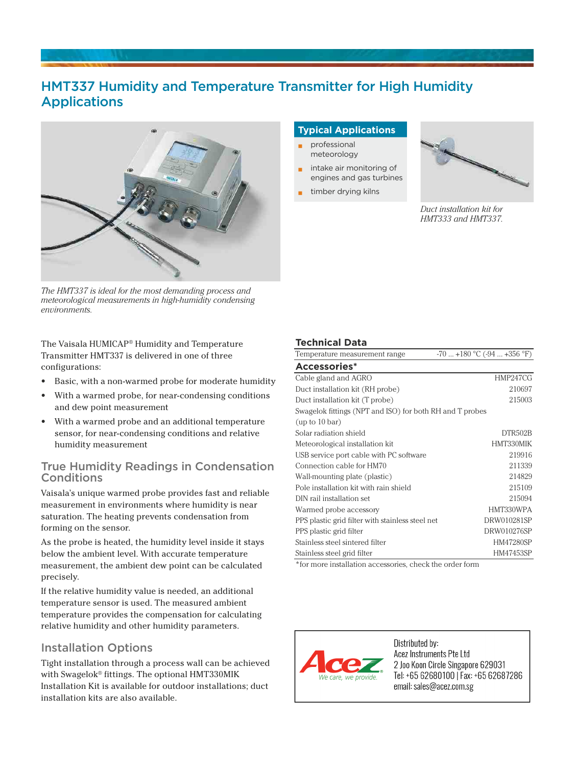# HMT337 Humidity and Temperature Transmitter for High Humidity Applications

*The HMT337 is ideal for the most demanding process and meteorological measurements in high-humidity condensing environments.*

## Typical Applications

- professional meteorology
- intake air monitoring of engines and gas turbines
- timber drying kilns

*Duct installation kit for HMT333 and HMT337.*

The Vaisala HUMICAP® Humidity and Temperature Transmitter HMT337 is delivered in one of three configurations:

- Basic, with a non-warmed probe for moderate humidity
- With a warmed probe, for near-condensing conditions and dew point measurement
- With a warmed probe and an additional temperature sensor, for near-condensing conditions and relative humidity measurement

## True Humidity Readings in Condensation Conditions

Vaisala's unique warmed probe provides fast and reliable measurement in environments where humidity is near saturation. The heating prevents condensation from forming on the sensor.

As the probe is heated, the humidity level inside it stays below the ambient level. With accurate temperature measurement, the ambient dew point can be calculated precisely.

If the relative humidity value is needed, an additional temperature sensor is used. The measured ambient temperature provides the compensation for calculating relative humidity and other humidity parameters.

## Installation Options

Tight installation through a process wall can be achieved with Swagelok® fittings. The optional HMT330MIK Installation Kit is available for outdoor installations; duct installation kits are also available.

## Technical Data

| | |
|---|---|
| Temperature measurement range | -70 ... +180 °C (-94 ... +356 °F) |

## Accessories*

| | |
|---|---|
| Cable gland and AGRO | HMP247CG |
| Duct installation kit (RH probe) | 210697 |
| Duct installation kit (T probe) | 215003 |
| Swagelok fittings (NPT and ISO) for both RH and T probes (up to 10 bar) | |
| Solar radiation shield | DTR502B |
| Meteorological installation kit | HMT330MIK |
| USB service port cable with PC software | 219916 |
| Connection cable for HM70 | 211339 |
| Wall-mounting plate (plastic) | 214829 |
| Pole installation kit with rain shield | 215109 |
| DIN rail installation set | 215094 |
| Warmed probe accessory | HMT330WPA |
| PPS plastic grid filter with stainless steel net | DRW010281SP |
| PPS plastic grid filter | DRW010276SP |
| Stainless steel sintered filter | HM47280SP |
| Stainless steel grid filter | HM47453SP |

*for more installation accessories, check the order form

Distributed by:
Acez Instruments Pte Ltd
2 Joo Koon Circle Singapore 629031
Tel: +65 62680100 | Fax: +65 62687286
email: sales@acez.com.sg

Acez — We care, we provide.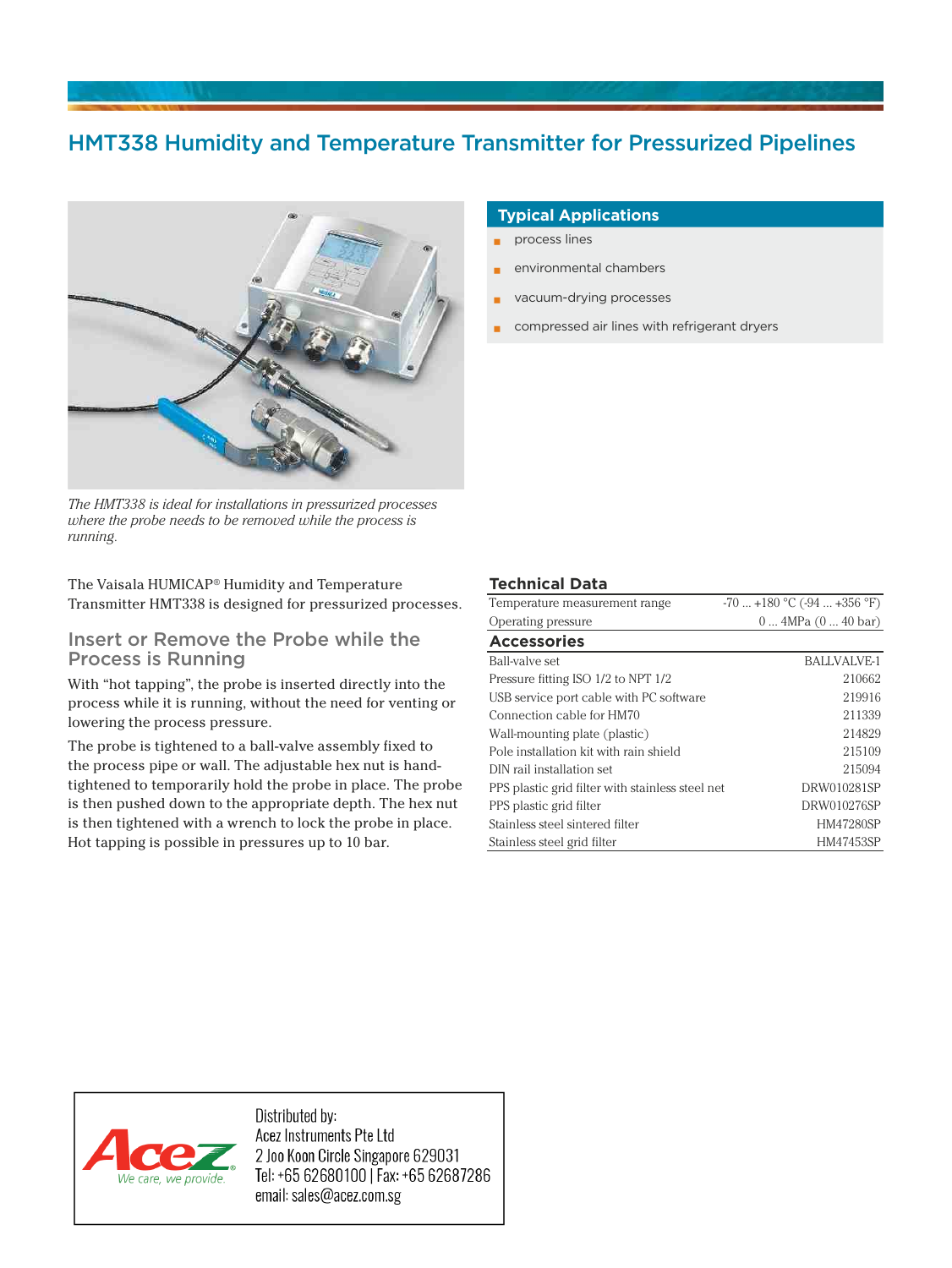# HMT338 Humidity and Temperature Transmitter for Pressurized Pipelines

*The HMT338 is ideal for installations in pressurized processes where the probe needs to be removed while the process is running.*

The Vaisala HUMICAP® Humidity and Temperature Transmitter HMT338 is designed for pressurized processes.

## Insert or Remove the Probe while the Process is Running

With "hot tapping", the probe is inserted directly into the process while it is running, without the need for venting or lowering the process pressure.

The probe is tightened to a ball-valve assembly fixed to the process pipe or wall. The adjustable hex nut is hand-tightened to temporarily hold the probe in place. The probe is then pushed down to the appropriate depth. The hex nut is then tightened with a wrench to lock the probe in place. Hot tapping is possible in pressures up to 10 bar.

## Typical Applications

- process lines
- environmental chambers
- vacuum-drying processes
- compressed air lines with refrigerant dryers

## Technical Data

| | |
|---|---|
| Temperature measurement range | -70 ... +180 °C (-94 ... +356 °F) |
| Operating pressure | 0 ... 4MPa (0 ... 40 bar) |

## Accessories

| | |
|---|---|
| Ball-valve set | BALLVALVE-1 |
| Pressure fitting ISO 1/2 to NPT 1/2 | 210662 |
| USB service port cable with PC software | 219916 |
| Connection cable for HM70 | 211339 |
| Wall-mounting plate (plastic) | 214829 |
| Pole installation kit with rain shield | 215109 |
| DIN rail installation set | 215094 |
| PPS plastic grid filter with stainless steel net | DRW010281SP |
| PPS plastic grid filter | DRW010276SP |
| Stainless steel sintered filter | HM47280SP |
| Stainless steel grid filter | HM47453SP |

Acez — We care, we provide.

Distributed by:
Acez Instruments Pte Ltd
2 Joo Koon Circle Singapore 629031
Tel: +65 62680100 | Fax: +65 62687286
email: sales@acez.com.sg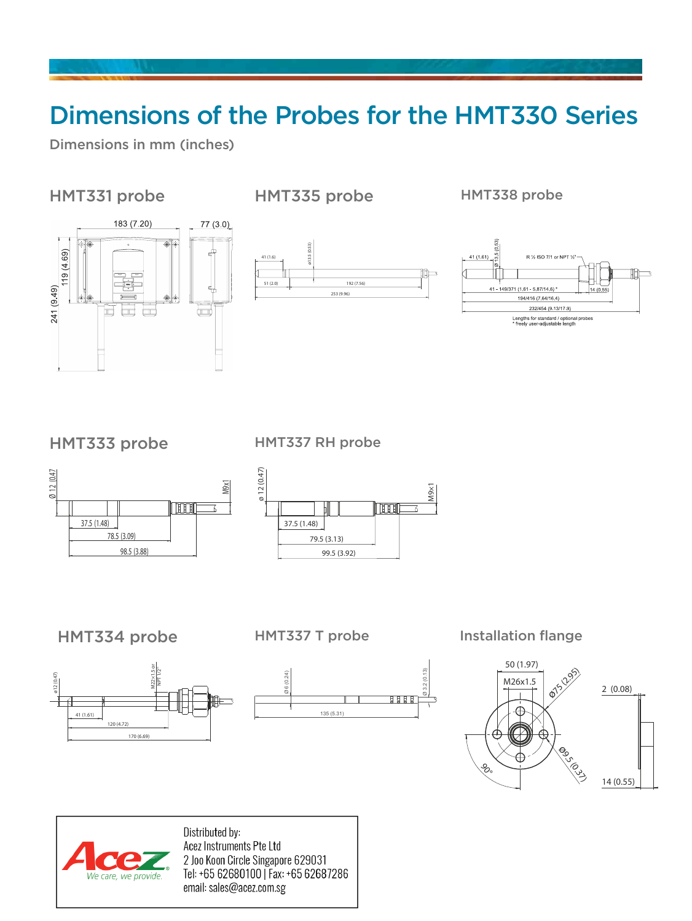# Dimensions of the Probes for the HMT330 Series

Dimensions in mm (inches)

## HMT331 probe

183 (7.20)
77 (3.0)
119 (4.69)
241 (9.49)

## HMT335 probe

41 (1.6)
ø13.5 (0.53)
51 (2.0)
192 (7.56)
253 (9.96)

## HMT338 probe

41 (1.61)
ø 13.5 (0.53)
R ½ ISO 7/1 or NPT ½"
41 - 149/371 (1.61 - 5.87/14.6) *
14 (0.55)
194/416 (7.64/16.4)
232/454 (9.13/17.9)
Lengths for standard / optional probes
* freely user-adjustable length

## HMT333 probe

Ø 12 (0.47)
M9x1
37.5 (1.48)
78.5 (3.09)
98.5 (3.88)

## HMT337 RH probe

ø 12 (0.47)
M9x1
37.5 (1.48)
79.5 (3.13)
99.5 (3.92)

## HMT334 probe

ø12 (0.47)
M22x1.5 or NPT 1/2"
41 (1.61)
120 (4.72)
170 (6.69)

## HMT337 T probe

Ø 6 (0.24)
Ø 3.2 (0.13)
135 (5.31)

## Installation flange

50 (1.97)
M26x1.5
Ø75 (2.95)
Ø9.5 (0.37)
90°
2 (0.08)
14 (0.55)

Acez
We care, we provide.

Distributed by:
Acez Instruments Pte Ltd
2 Joo Koon Circle Singapore 629031
Tel: +65 62680100 | Fax: +65 62687286
email: sales@acez.com.sg